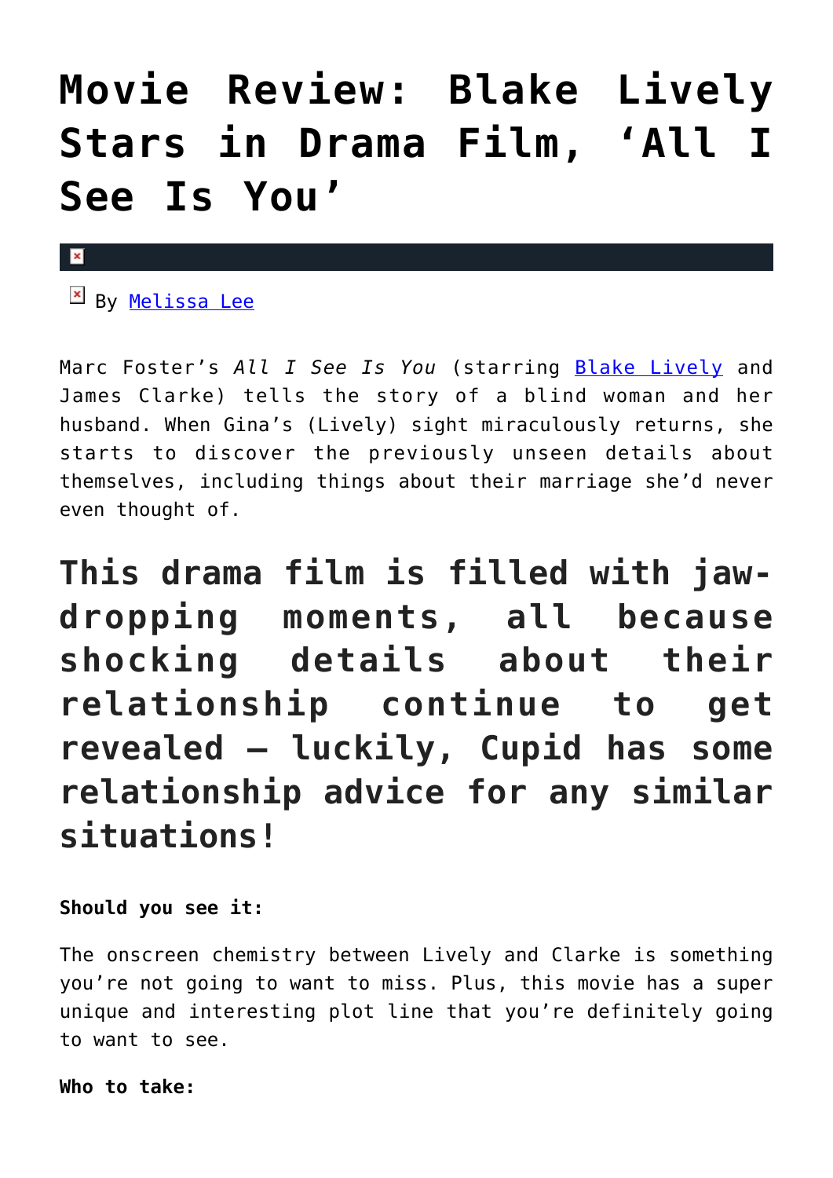# Movie Review: Blake Lively Stars in Drama Film, 'All I See Is You'

By Melissa Lee

Marc Foster's *All I See Is You* (starring Blake Lively and James Clarke) tells the story of a blind woman and her husband. When Gina's (Lively) sight miraculously returns, she starts to discover the previously unseen details about themselves, including things about their marriage she'd never even thought of.

## This drama film is filled with jaw-dropping moments, all because shocking details about their relationship continue to get revealed — luckily, Cupid has some relationship advice for any similar situations!

**Should you see it:**

The onscreen chemistry between Lively and Clarke is something you're not going to want to miss. Plus, this movie has a super unique and interesting plot line that you're definitely going to want to see.

**Who to take:**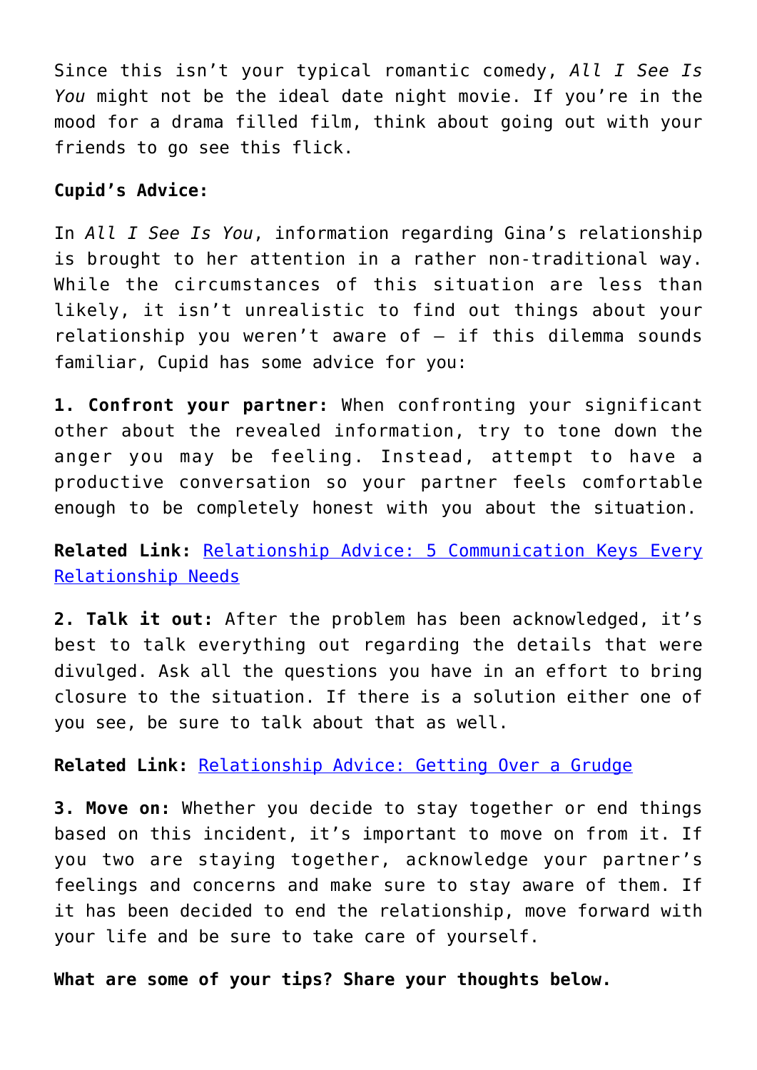Since this isn't your typical romantic comedy, *All I See Is You* might not be the ideal date night movie. If you're in the mood for a drama filled film, think about going out with your friends to go see this flick.

**Cupid's Advice:**

In *All I See Is You*, information regarding Gina's relationship is brought to her attention in a rather non-traditional way. While the circumstances of this situation are less than likely, it isn't unrealistic to find out things about your relationship you weren't aware of – if this dilemma sounds familiar, Cupid has some advice for you:

**1. Confront your partner:** When confronting your significant other about the revealed information, try to tone down the anger you may be feeling. Instead, attempt to have a productive conversation so your partner feels comfortable enough to be completely honest with you about the situation.

**Related Link:** Relationship Advice: 5 Communication Keys Every Relationship Needs

**2. Talk it out:** After the problem has been acknowledged, it's best to talk everything out regarding the details that were divulged. Ask all the questions you have in an effort to bring closure to the situation. If there is a solution either one of you see, be sure to talk about that as well.

**Related Link:** Relationship Advice: Getting Over a Grudge

**3. Move on:** Whether you decide to stay together or end things based on this incident, it's important to move on from it. If you two are staying together, acknowledge your partner's feelings and concerns and make sure to stay aware of them. If it has been decided to end the relationship, move forward with your life and be sure to take care of yourself.

**What are some of your tips? Share your thoughts below.**